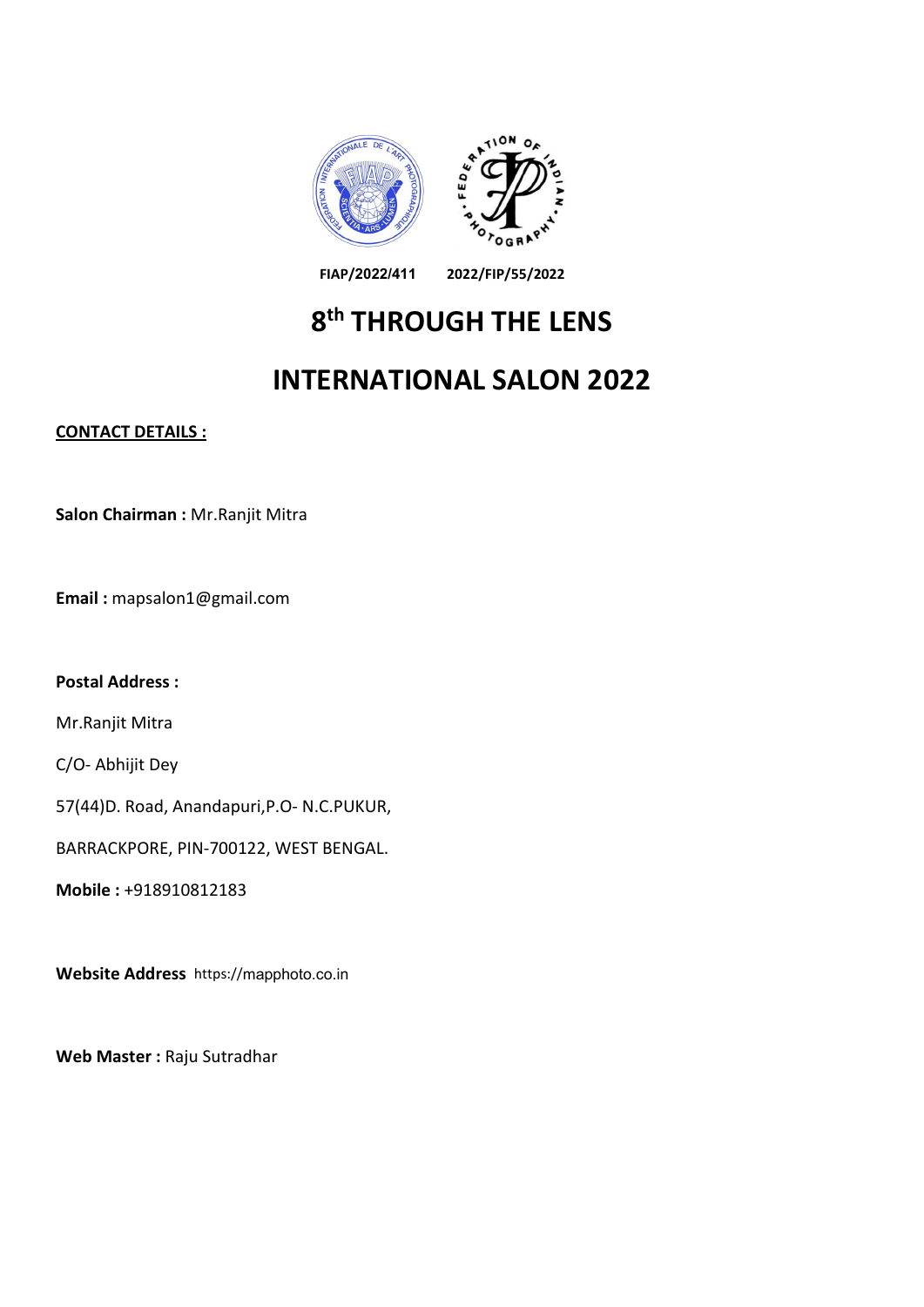FIAP/2022/411 2022/FIP/55/2022

# 8th THROUGH THE LENS

# INTERNATIONAL SALON 2022

**CONTACT DETAILS :**

**Salon Chairman :** Mr.Ranjit Mitra

**Email :** mapsalon1@gmail.com

**Postal Address :**

Mr.Ranjit Mitra

C/O- Abhijit Dey

57(44)D. Road, Anandapuri,P.O- N.C.PUKUR,

BARRACKPORE, PIN-700122, WEST BENGAL.

**Mobile :** +918910812183

**Website Address** https://mapphoto.co.in

**Web Master :** Raju Sutradhar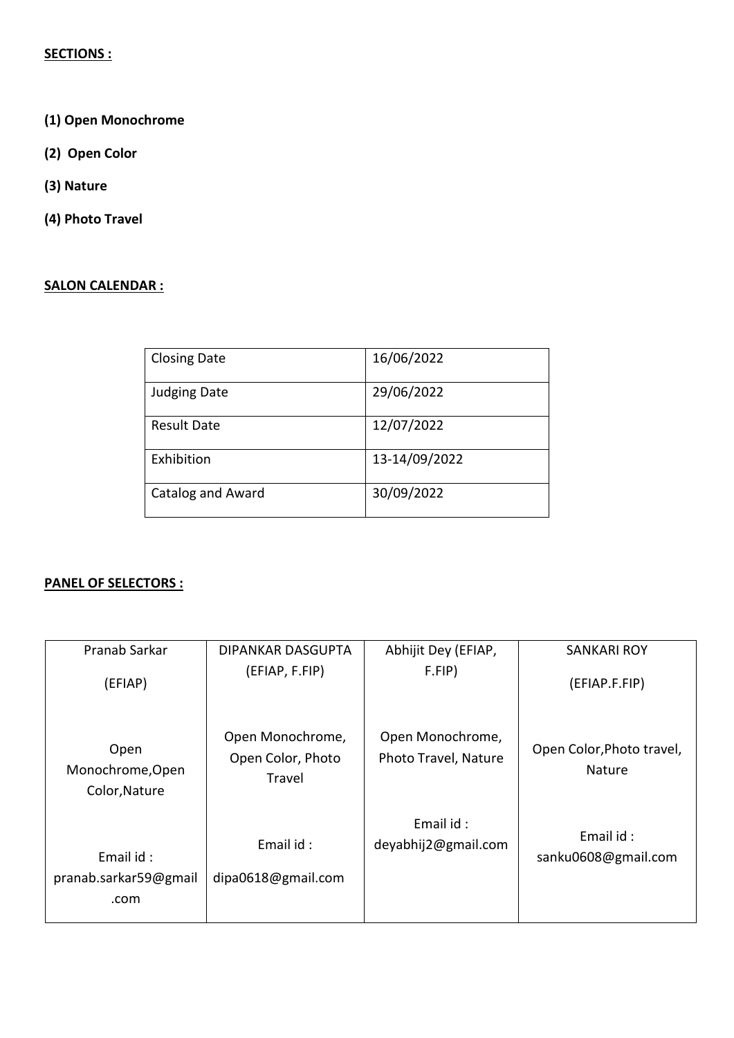**SECTIONS :**

**(1) Open Monochrome**

**(2) Open Color**

**(3) Nature**

**(4) Photo Travel**

**SALON CALENDAR :**

| | |
|---|---|
| Closing Date | 16/06/2022 |
| Judging Date | 29/06/2022 |
| Result Date | 12/07/2022 |
| Exhibition | 13-14/09/2022 |
| Catalog and Award | 30/09/2022 |

**PANEL OF SELECTORS :**

| | | | |
|---|---|---|---|
| Pranab Sarkar (EFIAP) | DIPANKAR DASGUPTA (EFIAP, F.FIP) | Abhijit Dey (EFIAP, F.FIP) | SANKARI ROY (EFIAP.F.FIP) |
| Open Monochrome,Open Color,Nature | Open Monochrome, Open Color, Photo Travel | Open Monochrome, Photo Travel, Nature | Open Color,Photo travel, Nature |
| Email id : pranab.sarkar59@gmail.com | Email id : dipa0618@gmail.com | Email id : deyabhij2@gmail.com | Email id : sanku0608@gmail.com |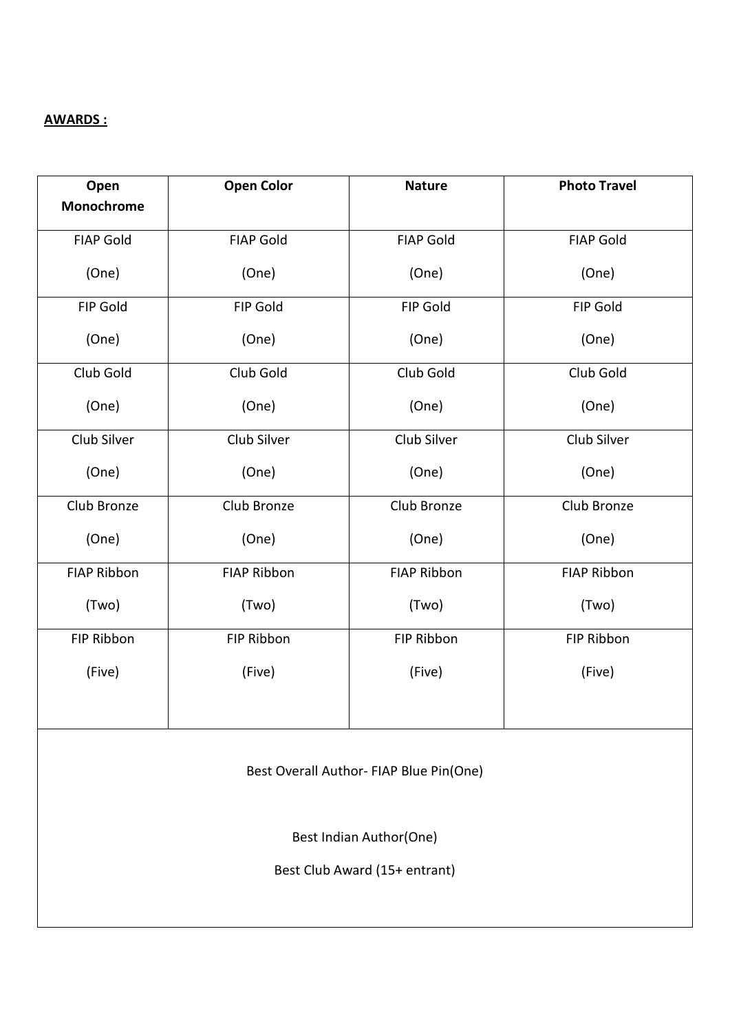**AWARDS :**

| Open Monochrome | Open Color | Nature | Photo Travel |
| --- | --- | --- | --- |
| FIAP Gold (One) | FIAP Gold (One) | FIAP Gold (One) | FIAP Gold (One) |
| FIP Gold (One) | FIP Gold (One) | FIP Gold (One) | FIP Gold (One) |
| Club Gold (One) | Club Gold (One) | Club Gold (One) | Club Gold (One) |
| Club Silver (One) | Club Silver (One) | Club Silver (One) | Club Silver (One) |
| Club Bronze (One) | Club Bronze (One) | Club Bronze (One) | Club Bronze (One) |
| FIAP Ribbon (Two) | FIAP Ribbon (Two) | FIAP Ribbon (Two) | FIAP Ribbon (Two) |
| FIP Ribbon (Five) | FIP Ribbon (Five) | FIP Ribbon (Five) | FIP Ribbon (Five) |

Best Overall Author- FIAP Blue Pin(One)

Best Indian Author(One)

Best Club Award (15+ entrant)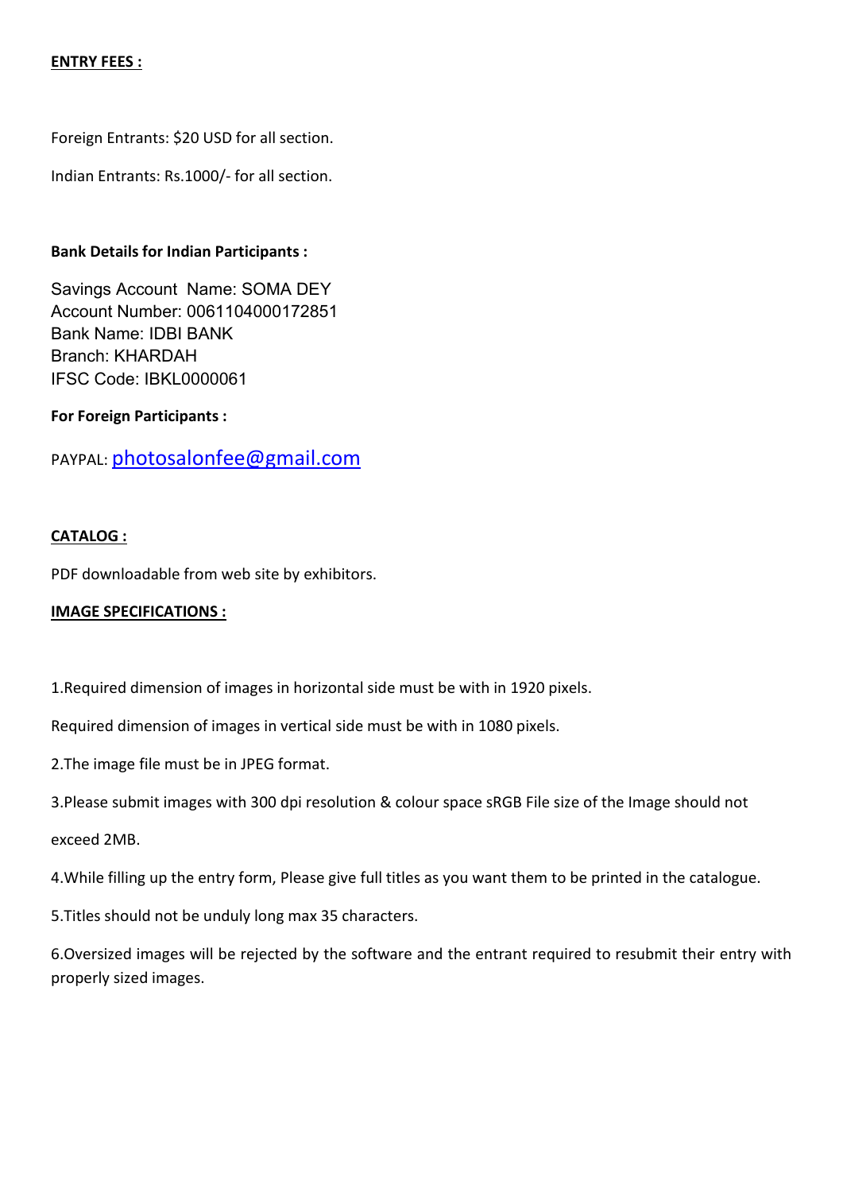**ENTRY FEES :**

Foreign Entrants: $20 USD for all section.

Indian Entrants: Rs.1000/- for all section.

**Bank Details for Indian Participants :**

Savings Account Name: SOMA DEY
Account Number: 0061104000172851
Bank Name: IDBI BANK
Branch: KHARDAH
IFSC Code: IBKL0000061

**For Foreign Participants :**

PAYPAL: photosalonfee@gmail.com

**CATALOG :**

PDF downloadable from web site by exhibitors.

**IMAGE SPECIFICATIONS :**

1.Required dimension of images in horizontal side must be with in 1920 pixels.

Required dimension of images in vertical side must be with in 1080 pixels.

2.The image file must be in JPEG format.

3.Please submit images with 300 dpi resolution & colour space sRGB File size of the Image should not exceed 2MB.

4.While filling up the entry form, Please give full titles as you want them to be printed in the catalogue.

5.Titles should not be unduly long max 35 characters.

6.Oversized images will be rejected by the software and the entrant required to resubmit their entry with properly sized images.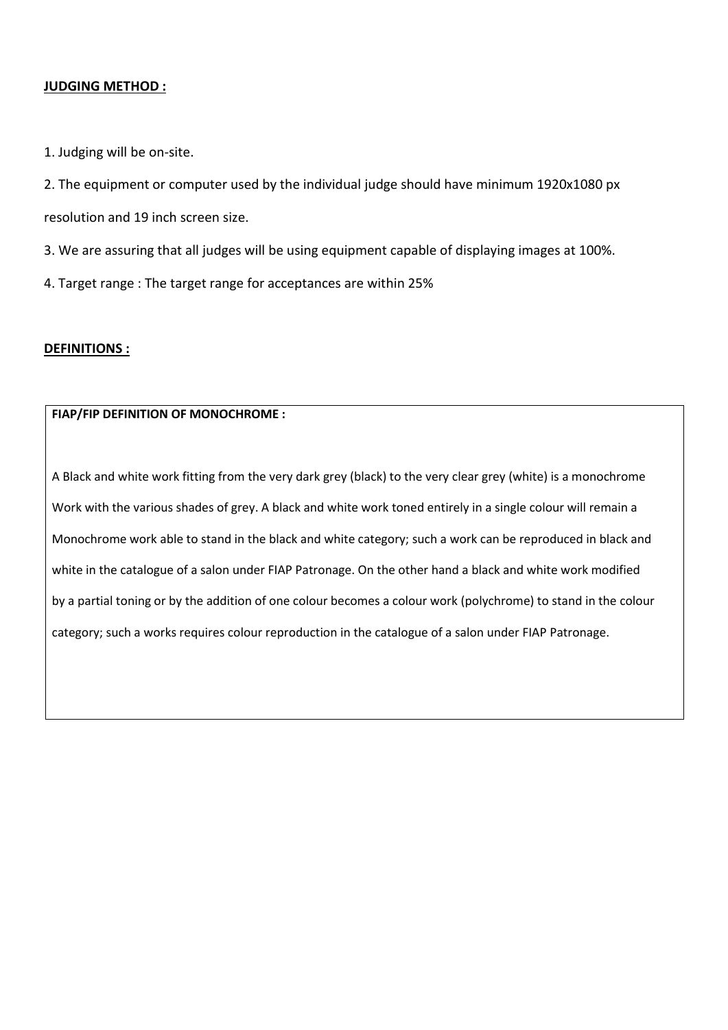**JUDGING METHOD :**

1. Judging will be on-site.
2. The equipment or computer used by the individual judge should have minimum 1920x1080 px resolution and 19 inch screen size.
3. We are assuring that all judges will be using equipment capable of displaying images at 100%.
4. Target range : The target range for acceptances are within 25%

**DEFINITIONS :**

**FIAP/FIP DEFINITION OF MONOCHROME :**

A Black and white work fitting from the very dark grey (black) to the very clear grey (white) is a monochrome Work with the various shades of grey. A black and white work toned entirely in a single colour will remain a Monochrome work able to stand in the black and white category; such a work can be reproduced in black and white in the catalogue of a salon under FIAP Patronage. On the other hand a black and white work modified by a partial toning or by the addition of one colour becomes a colour work (polychrome) to stand in the colour category; such a works requires colour reproduction in the catalogue of a salon under FIAP Patronage.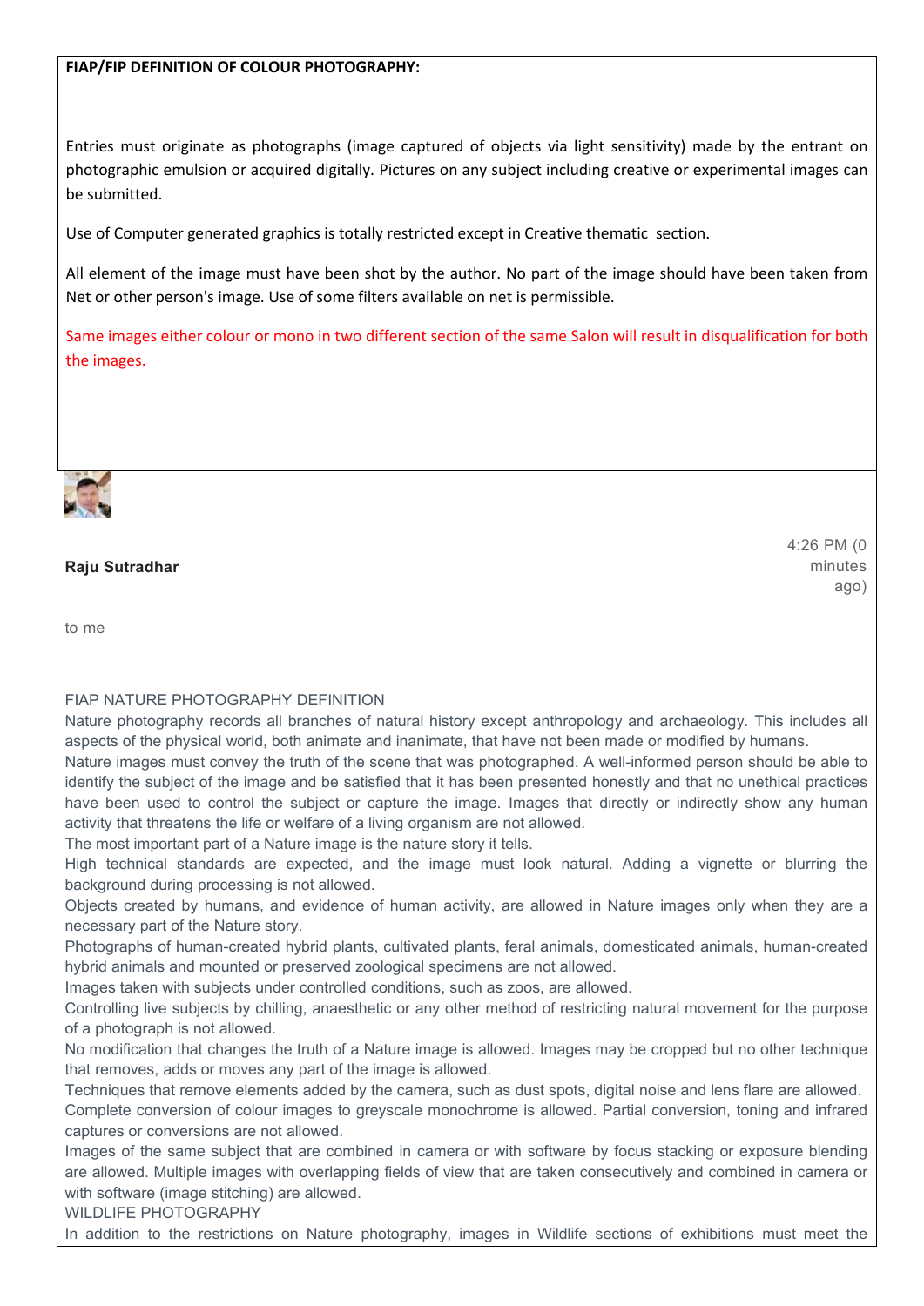**FIAP/FIP DEFINITION OF COLOUR PHOTOGRAPHY:**

Entries must originate as photographs (image captured of objects via light sensitivity) made by the entrant on photographic emulsion or acquired digitally. Pictures on any subject including creative or experimental images can be submitted.

Use of Computer generated graphics is totally restricted except in Creative thematic section.

All element of the image must have been shot by the author. No part of the image should have been taken from Net or other person's image. Use of some filters available on net is permissible.

Same images either colour or mono in two different section of the same Salon will result in disqualification for both the images.

**Raju Sutradhar**

4:26 PM (0 minutes ago)

to me

FIAP NATURE PHOTOGRAPHY DEFINITION

Nature photography records all branches of natural history except anthropology and archaeology. This includes all aspects of the physical world, both animate and inanimate, that have not been made or modified by humans.

Nature images must convey the truth of the scene that was photographed. A well-informed person should be able to identify the subject of the image and be satisfied that it has been presented honestly and that no unethical practices have been used to control the subject or capture the image. Images that directly or indirectly show any human activity that threatens the life or welfare of a living organism are not allowed.

The most important part of a Nature image is the nature story it tells.

High technical standards are expected, and the image must look natural. Adding a vignette or blurring the background during processing is not allowed.

Objects created by humans, and evidence of human activity, are allowed in Nature images only when they are a necessary part of the Nature story.

Photographs of human-created hybrid plants, cultivated plants, feral animals, domesticated animals, human-created hybrid animals and mounted or preserved zoological specimens are not allowed.

Images taken with subjects under controlled conditions, such as zoos, are allowed.

Controlling live subjects by chilling, anaesthetic or any other method of restricting natural movement for the purpose of a photograph is not allowed.

No modification that changes the truth of a Nature image is allowed. Images may be cropped but no other technique that removes, adds or moves any part of the image is allowed.

Techniques that remove elements added by the camera, such as dust spots, digital noise and lens flare are allowed.

Complete conversion of colour images to greyscale monochrome is allowed. Partial conversion, toning and infrared captures or conversions are not allowed.

Images of the same subject that are combined in camera or with software by focus stacking or exposure blending are allowed. Multiple images with overlapping fields of view that are taken consecutively and combined in camera or with software (image stitching) are allowed.

WILDLIFE PHOTOGRAPHY

In addition to the restrictions on Nature photography, images in Wildlife sections of exhibitions must meet the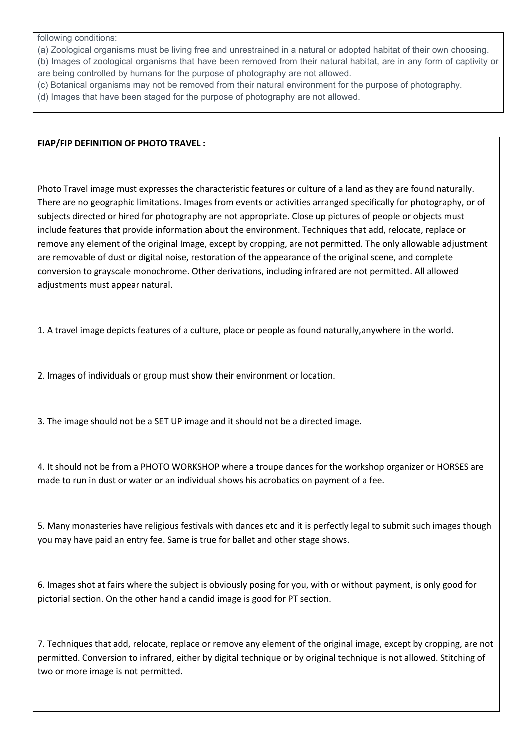following conditions:

(a) Zoological organisms must be living free and unrestrained in a natural or adopted habitat of their own choosing.

(b) Images of zoological organisms that have been removed from their natural habitat, are in any form of captivity or are being controlled by humans for the purpose of photography are not allowed.

(c) Botanical organisms may not be removed from their natural environment for the purpose of photography.

(d) Images that have been staged for the purpose of photography are not allowed.

**FIAP/FIP DEFINITION OF PHOTO TRAVEL :**

Photo Travel image must expresses the characteristic features or culture of a land as they are found naturally. There are no geographic limitations. Images from events or activities arranged specifically for photography, or of subjects directed or hired for photography are not appropriate. Close up pictures of people or objects must include features that provide information about the environment. Techniques that add, relocate, replace or remove any element of the original Image, except by cropping, are not permitted. The only allowable adjustment are removable of dust or digital noise, restoration of the appearance of the original scene, and complete conversion to grayscale monochrome. Other derivations, including infrared are not permitted. All allowed adjustments must appear natural.

1. A travel image depicts features of a culture, place or people as found naturally,anywhere in the world.

2. Images of individuals or group must show their environment or location.

3. The image should not be a SET UP image and it should not be a directed image.

4. It should not be from a PHOTO WORKSHOP where a troupe dances for the workshop organizer or HORSES are made to run in dust or water or an individual shows his acrobatics on payment of a fee.

5. Many monasteries have religious festivals with dances etc and it is perfectly legal to submit such images though you may have paid an entry fee. Same is true for ballet and other stage shows.

6. Images shot at fairs where the subject is obviously posing for you, with or without payment, is only good for pictorial section. On the other hand a candid image is good for PT section.

7. Techniques that add, relocate, replace or remove any element of the original image, except by cropping, are not permitted. Conversion to infrared, either by digital technique or by original technique is not allowed. Stitching of two or more image is not permitted.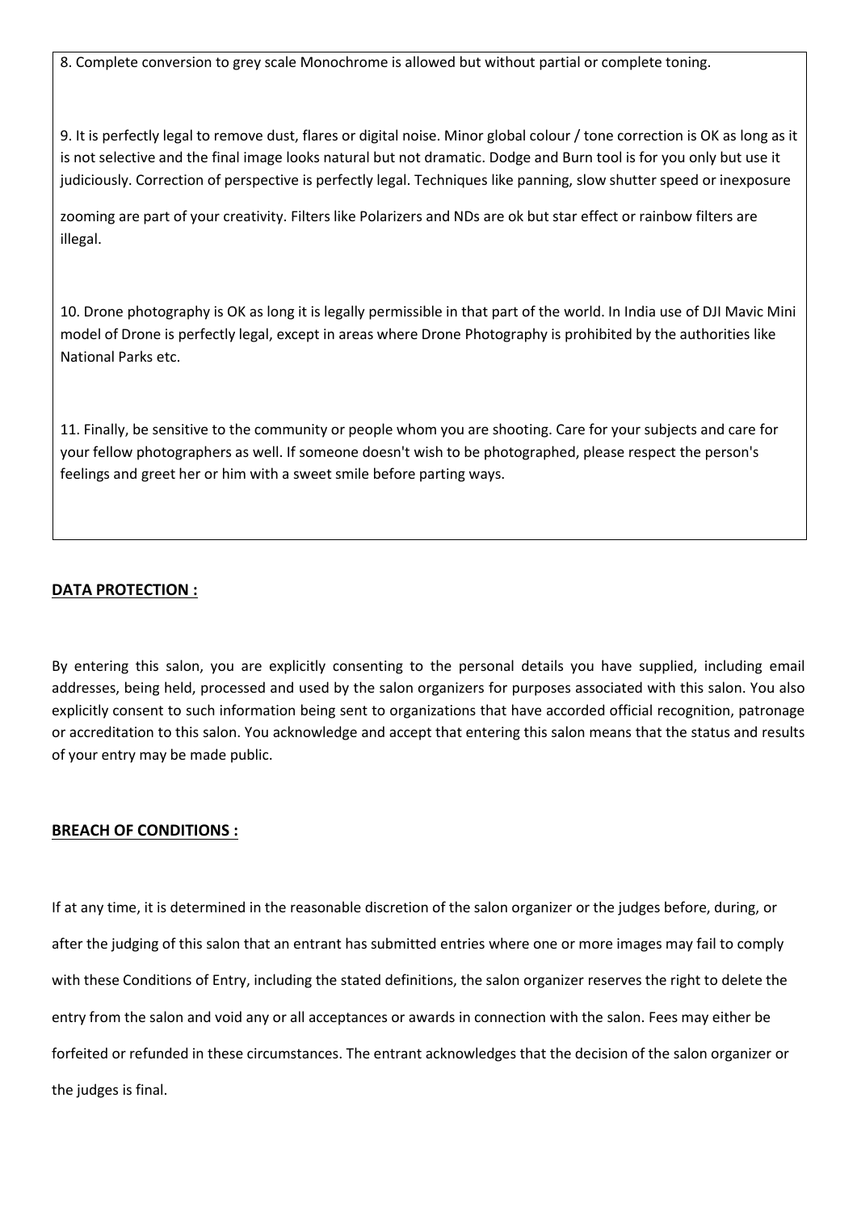8. Complete conversion to grey scale Monochrome is allowed but without partial or complete toning.

9. It is perfectly legal to remove dust, flares or digital noise. Minor global colour / tone correction is OK as long as it is not selective and the final image looks natural but not dramatic. Dodge and Burn tool is for you only but use it judiciously. Correction of perspective is perfectly legal. Techniques like panning, slow shutter speed or inexposure zooming are part of your creativity. Filters like Polarizers and NDs are ok but star effect or rainbow filters are illegal.

10. Drone photography is OK as long it is legally permissible in that part of the world. In India use of DJI Mavic Mini model of Drone is perfectly legal, except in areas where Drone Photography is prohibited by the authorities like National Parks etc.

11. Finally, be sensitive to the community or people whom you are shooting. Care for your subjects and care for your fellow photographers as well. If someone doesn't wish to be photographed, please respect the person's feelings and greet her or him with a sweet smile before parting ways.

## DATA PROTECTION :

By entering this salon, you are explicitly consenting to the personal details you have supplied, including email addresses, being held, processed and used by the salon organizers for purposes associated with this salon. You also explicitly consent to such information being sent to organizations that have accorded official recognition, patronage or accreditation to this salon. You acknowledge and accept that entering this salon means that the status and results of your entry may be made public.

## BREACH OF CONDITIONS :

If at any time, it is determined in the reasonable discretion of the salon organizer or the judges before, during, or after the judging of this salon that an entrant has submitted entries where one or more images may fail to comply with these Conditions of Entry, including the stated definitions, the salon organizer reserves the right to delete the entry from the salon and void any or all acceptances or awards in connection with the salon. Fees may either be forfeited or refunded in these circumstances. The entrant acknowledges that the decision of the salon organizer or the judges is final.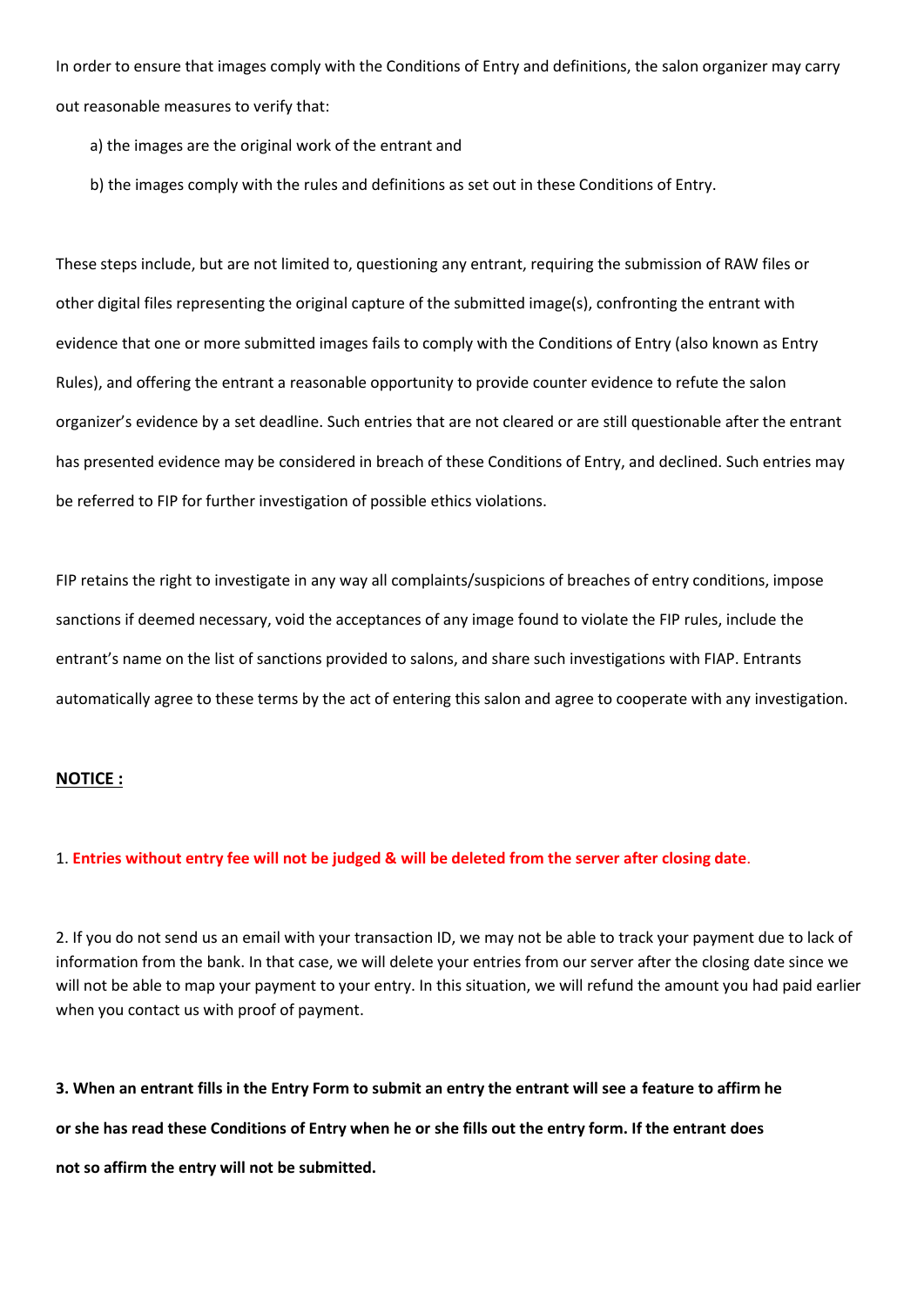In order to ensure that images comply with the Conditions of Entry and definitions, the salon organizer may carry out reasonable measures to verify that:

a) the images are the original work of the entrant and

b) the images comply with the rules and definitions as set out in these Conditions of Entry.

These steps include, but are not limited to, questioning any entrant, requiring the submission of RAW files or other digital files representing the original capture of the submitted image(s), confronting the entrant with evidence that one or more submitted images fails to comply with the Conditions of Entry (also known as Entry Rules), and offering the entrant a reasonable opportunity to provide counter evidence to refute the salon organizer's evidence by a set deadline. Such entries that are not cleared or are still questionable after the entrant has presented evidence may be considered in breach of these Conditions of Entry, and declined. Such entries may be referred to FIP for further investigation of possible ethics violations.

FIP retains the right to investigate in any way all complaints/suspicions of breaches of entry conditions, impose sanctions if deemed necessary, void the acceptances of any image found to violate the FIP rules, include the entrant's name on the list of sanctions provided to salons, and share such investigations with FIAP. Entrants automatically agree to these terms by the act of entering this salon and agree to cooperate with any investigation.

**NOTICE :**

1. **Entries without entry fee will not be judged & will be deleted from the server after closing date**.

2. If you do not send us an email with your transaction ID, we may not be able to track your payment due to lack of information from the bank. In that case, we will delete your entries from our server after the closing date since we will not be able to map your payment to your entry. In this situation, we will refund the amount you had paid earlier when you contact us with proof of payment.

**3. When an entrant fills in the Entry Form to submit an entry the entrant will see a feature to affirm he or she has read these Conditions of Entry when he or she fills out the entry form. If the entrant does not so affirm the entry will not be submitted.**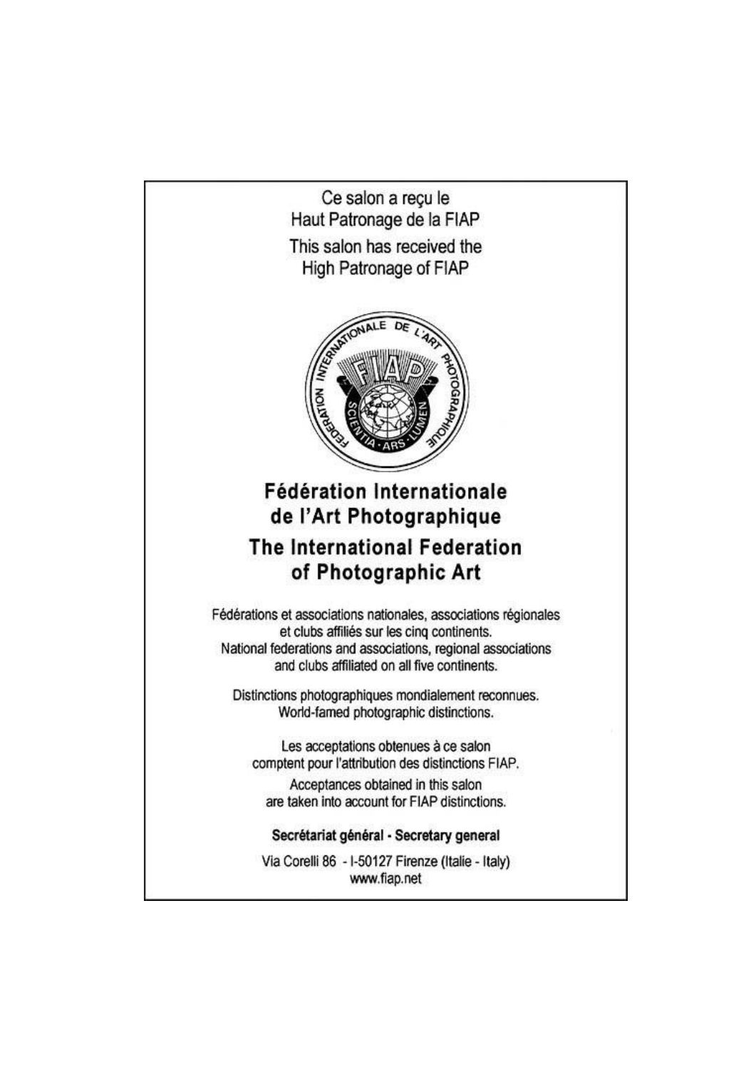Ce salon a reçu le
Haut Patronage de la FIAP

This salon has received the
High Patronage of FIAP

FÉDÉRATION INTERNATIONALE DE L'ART PHOTOGRAPHIQUE
FIAP
SCIENTIA · ARS · LUMEN

## Fédération Internationale de l'Art Photographique

## The International Federation of Photographic Art

Fédérations et associations nationales, associations régionales et clubs affiliés sur les cinq continents.
National federations and associations, regional associations and clubs affiliated on all five continents.

Distinctions photographiques mondialement reconnues.
World-famed photographic distinctions.

Les acceptations obtenues à ce salon comptent pour l'attribution des distinctions FIAP.

Acceptances obtained in this salon are taken into account for FIAP distinctions.

**Secrétariat général - Secretary general**

Via Corelli 86 - I-50127 Firenze (Italie - Italy)
www.fiap.net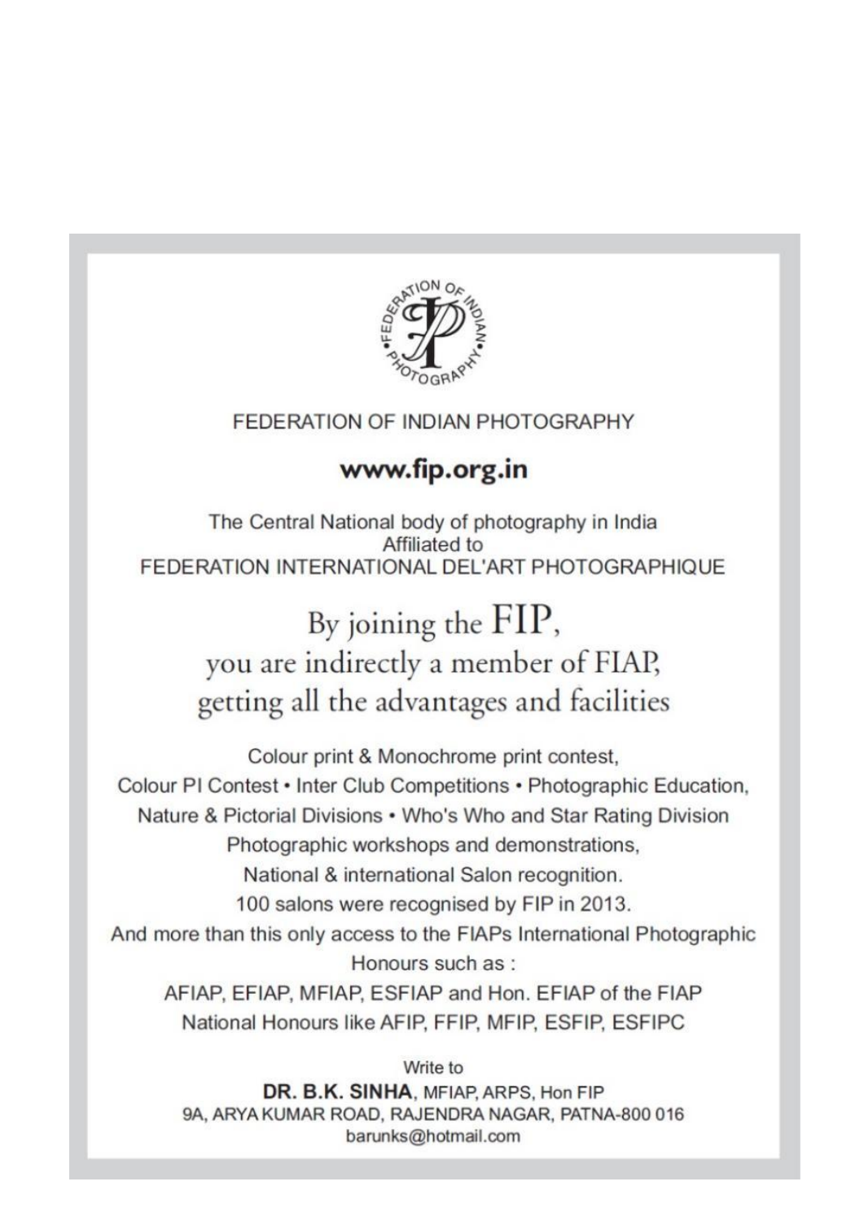FEDERATION OF INDIAN PHOTOGRAPHY

**www.fip.org.in**

The Central National body of photography in India
Affiliated to
FEDERATION INTERNATIONAL DEL'ART PHOTOGRAPHIQUE

## By joining the FIP, you are indirectly a member of FIAP, getting all the advantages and facilities

Colour print & Monochrome print contest,
Colour PI Contest • Inter Club Competitions • Photographic Education,
Nature & Pictorial Divisions • Who's Who and Star Rating Division
Photographic workshops and demonstrations,
National & international Salon recognition.
100 salons were recognised by FIP in 2013.
And more than this only access to the FIAPs International Photographic Honours such as :
AFIAP, EFIAP, MFIAP, ESFIAP and Hon. EFIAP of the FIAP
National Honours like AFIP, FFIP, MFIP, ESFIP, ESFIPC

Write to
**DR. B.K. SINHA**, MFIAP, ARPS, Hon FIP
9A, ARYA KUMAR ROAD, RAJENDRA NAGAR, PATNA-800 016
barunks@hotmail.com